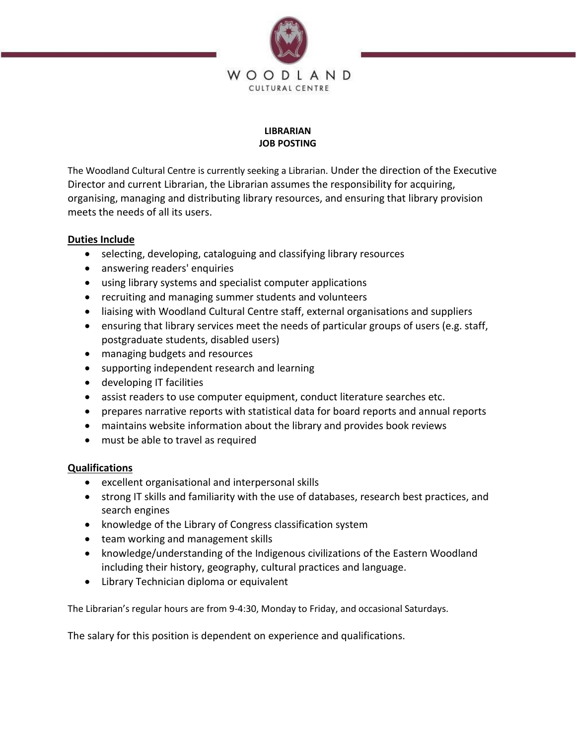WOODLAND
CULTURAL CENTRE

# LIBRARIAN
# JOB POSTING

The Woodland Cultural Centre is currently seeking a Librarian. Under the direction of the Executive Director and current Librarian, the Librarian assumes the responsibility for acquiring, organising, managing and distributing library resources, and ensuring that library provision meets the needs of all its users.

## Duties Include

- selecting, developing, cataloguing and classifying library resources
- answering readers' enquiries
- using library systems and specialist computer applications
- recruiting and managing summer students and volunteers
- liaising with Woodland Cultural Centre staff, external organisations and suppliers
- ensuring that library services meet the needs of particular groups of users (e.g. staff, postgraduate students, disabled users)
- managing budgets and resources
- supporting independent research and learning
- developing IT facilities
- assist readers to use computer equipment, conduct literature searches etc.
- prepares narrative reports with statistical data for board reports and annual reports
- maintains website information about the library and provides book reviews
- must be able to travel as required

## Qualifications

- excellent organisational and interpersonal skills
- strong IT skills and familiarity with the use of databases, research best practices, and search engines
- knowledge of the Library of Congress classification system
- team working and management skills
- knowledge/understanding of the Indigenous civilizations of the Eastern Woodland including their history, geography, cultural practices and language.
- Library Technician diploma or equivalent

The Librarian's regular hours are from 9-4:30, Monday to Friday, and occasional Saturdays.

The salary for this position is dependent on experience and qualifications.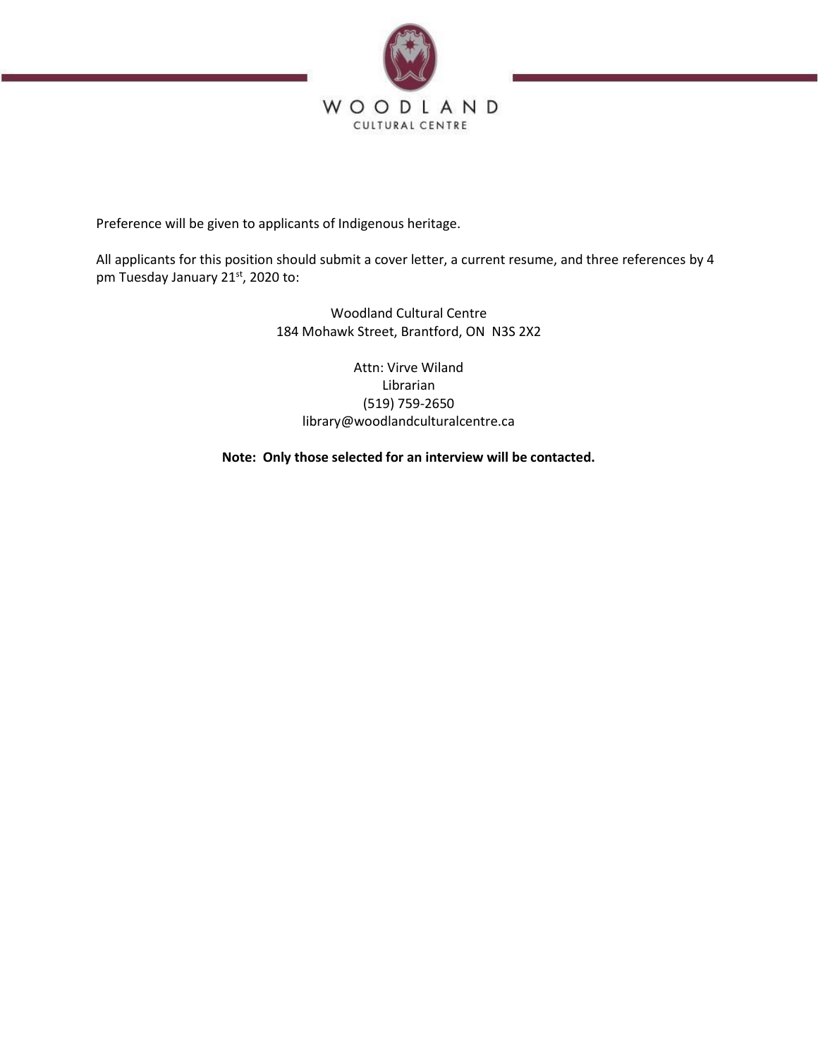Preference will be given to applicants of Indigenous heritage.

All applicants for this position should submit a cover letter, a current resume, and three references by 4 pm Tuesday January 21st, 2020 to:

Woodland Cultural Centre
184 Mohawk Street, Brantford, ON N3S 2X2

Attn: Virve Wiland
Librarian
(519) 759-2650
library@woodlandculturalcentre.ca

**Note: Only those selected for an interview will be contacted.**